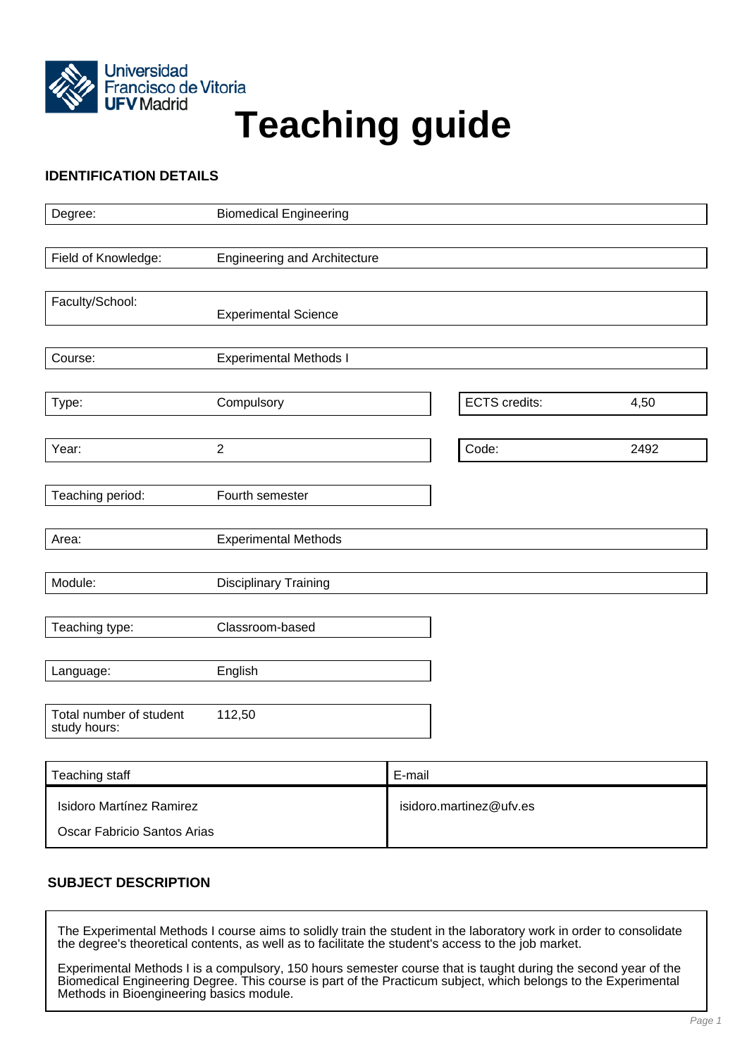Universidad Francisco de Vitoria UFV Madrid

# Teaching guide

## IDENTIFICATION DETAILS

| | |
|---|---|
| Degree: | Biomedical Engineering |
| Field of Knowledge: | Engineering and Architecture |
| Faculty/School: | Experimental Science |
| Course: | Experimental Methods I |
| Type: | Compulsory |
| ECTS credits: | 4,50 |
| Year: | 2 |
| Code: | 2492 |
| Teaching period: | Fourth semester |
| Area: | Experimental Methods |
| Module: | Disciplinary Training |
| Teaching type: | Classroom-based |
| Language: | English |
| Total number of student study hours: | 112,50 |

| Teaching staff | E-mail |
|---|---|
| Isidoro Martínez Ramirez | isidoro.martinez@ufv.es |
| Oscar Fabricio Santos Arias | |

## SUBJECT DESCRIPTION

The Experimental Methods I course aims to solidly train the student in the laboratory work in order to consolidate the degree's theoretical contents, as well as to facilitate the student's access to the job market.

Experimental Methods I is a compulsory, 150 hours semester course that is taught during the second year of the Biomedical Engineering Degree. This course is part of the Practicum subject, which belongs to the Experimental Methods in Bioengineering basics module.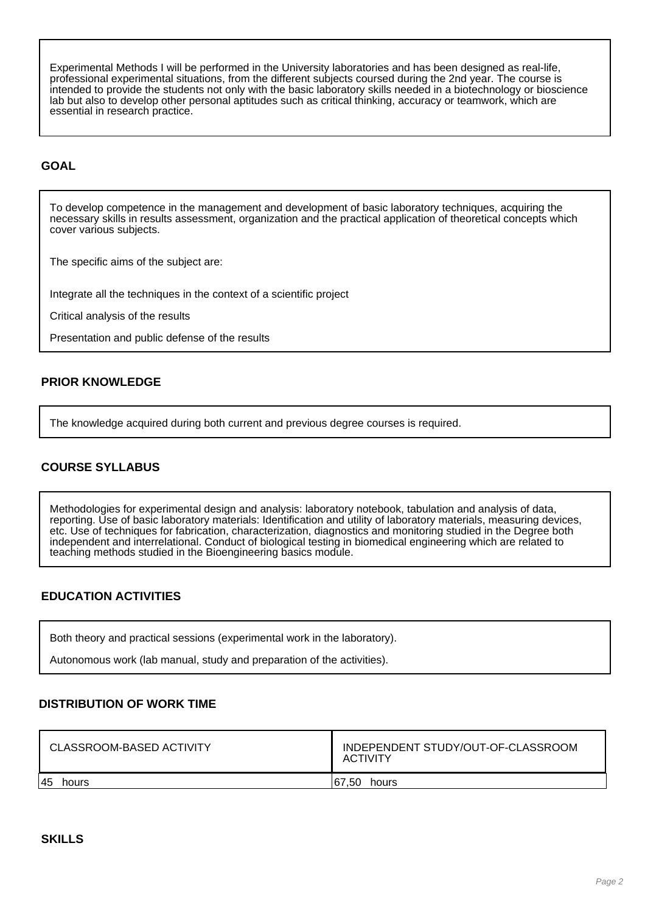Experimental Methods I will be performed in the University laboratories and has been designed as real-life, professional experimental situations, from the different subjects coursed during the 2nd year. The course is intended to provide the students not only with the basic laboratory skills needed in a biotechnology or bioscience lab but also to develop other personal aptitudes such as critical thinking, accuracy or teamwork, which are essential in research practice.

## GOAL

To develop competence in the management and development of basic laboratory techniques, acquiring the necessary skills in results assessment, organization and the practical application of theoretical concepts which cover various subjects.

The specific aims of the subject are:

Integrate all the techniques in the context of a scientific project

Critical analysis of the results

Presentation and public defense of the results

## PRIOR KNOWLEDGE

The knowledge acquired during both current and previous degree courses is required.

## COURSE SYLLABUS

Methodologies for experimental design and analysis: laboratory notebook, tabulation and analysis of data, reporting. Use of basic laboratory materials: Identification and utility of laboratory materials, measuring devices, etc. Use of techniques for fabrication, characterization, diagnostics and monitoring studied in the Degree both independent and interrelational. Conduct of biological testing in biomedical engineering which are related to teaching methods studied in the Bioengineering basics module.

## EDUCATION ACTIVITIES

Both theory and practical sessions (experimental work in the laboratory).

Autonomous work (lab manual, study and preparation of the activities).

## DISTRIBUTION OF WORK TIME

| CLASSROOM-BASED ACTIVITY | INDEPENDENT STUDY/OUT-OF-CLASSROOM ACTIVITY |
|---|---|
| 45 hours | 67,50 hours |

## SKILLS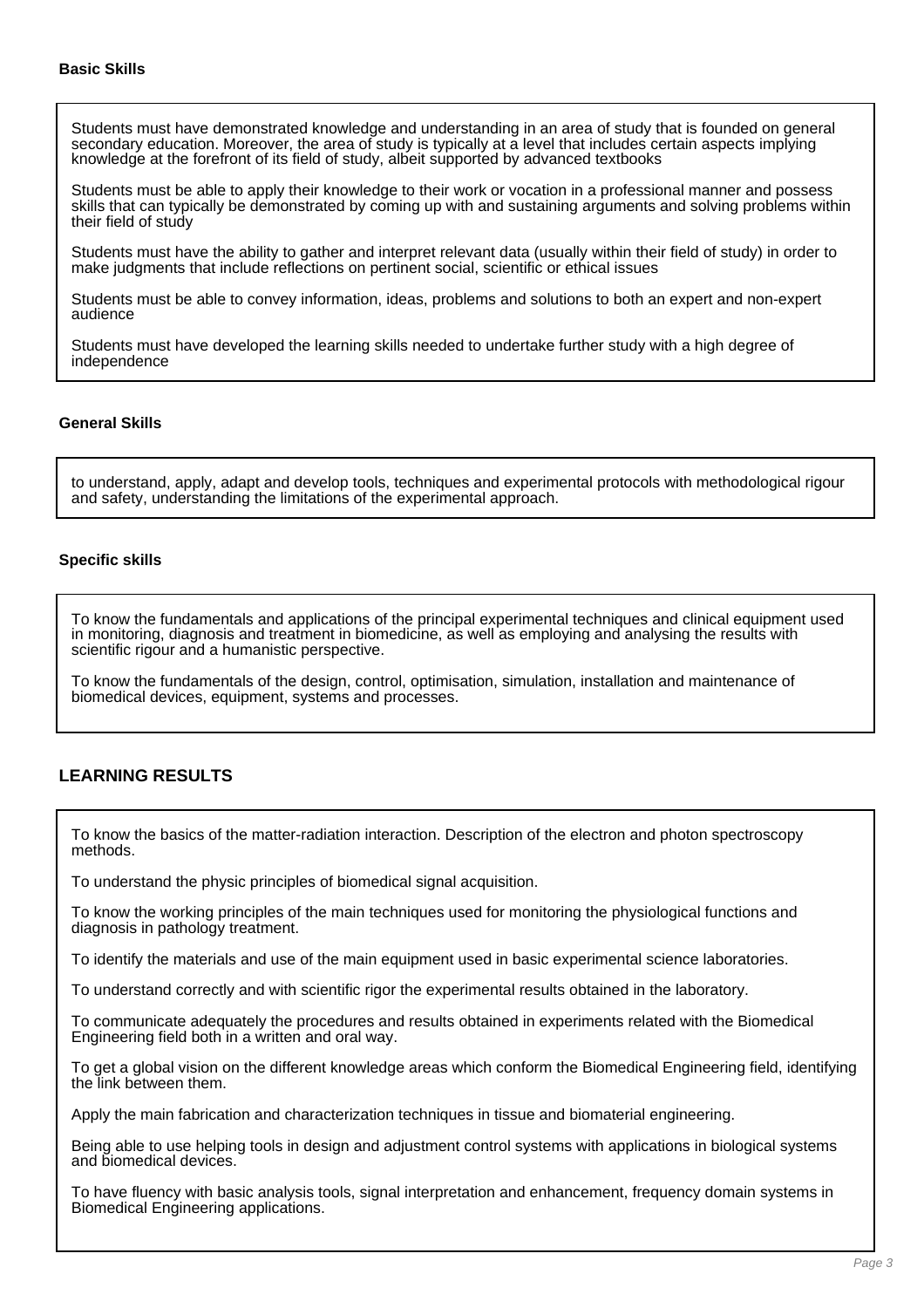### Basic Skills

Students must have demonstrated knowledge and understanding in an area of study that is founded on general secondary education. Moreover, the area of study is typically at a level that includes certain aspects implying knowledge at the forefront of its field of study, albeit supported by advanced textbooks

Students must be able to apply their knowledge to their work or vocation in a professional manner and possess skills that can typically be demonstrated by coming up with and sustaining arguments and solving problems within their field of study

Students must have the ability to gather and interpret relevant data (usually within their field of study) in order to make judgments that include reflections on pertinent social, scientific or ethical issues

Students must be able to convey information, ideas, problems and solutions to both an expert and non-expert audience

Students must have developed the learning skills needed to undertake further study with a high degree of independence

### General Skills

to understand, apply, adapt and develop tools, techniques and experimental protocols with methodological rigour and safety, understanding the limitations of the experimental approach.

### Specific skills

To know the fundamentals and applications of the principal experimental techniques and clinical equipment used in monitoring, diagnosis and treatment in biomedicine, as well as employing and analysing the results with scientific rigour and a humanistic perspective.

To know the fundamentals of the design, control, optimisation, simulation, installation and maintenance of biomedical devices, equipment, systems and processes.

## LEARNING RESULTS

To know the basics of the matter-radiation interaction. Description of the electron and photon spectroscopy methods.

To understand the physic principles of biomedical signal acquisition.

To know the working principles of the main techniques used for monitoring the physiological functions and diagnosis in pathology treatment.

To identify the materials and use of the main equipment used in basic experimental science laboratories.

To understand correctly and with scientific rigor the experimental results obtained in the laboratory.

To communicate adequately the procedures and results obtained in experiments related with the Biomedical Engineering field both in a written and oral way.

To get a global vision on the different knowledge areas which conform the Biomedical Engineering field, identifying the link between them.

Apply the main fabrication and characterization techniques in tissue and biomaterial engineering.

Being able to use helping tools in design and adjustment control systems with applications in biological systems and biomedical devices.

To have fluency with basic analysis tools, signal interpretation and enhancement, frequency domain systems in Biomedical Engineering applications.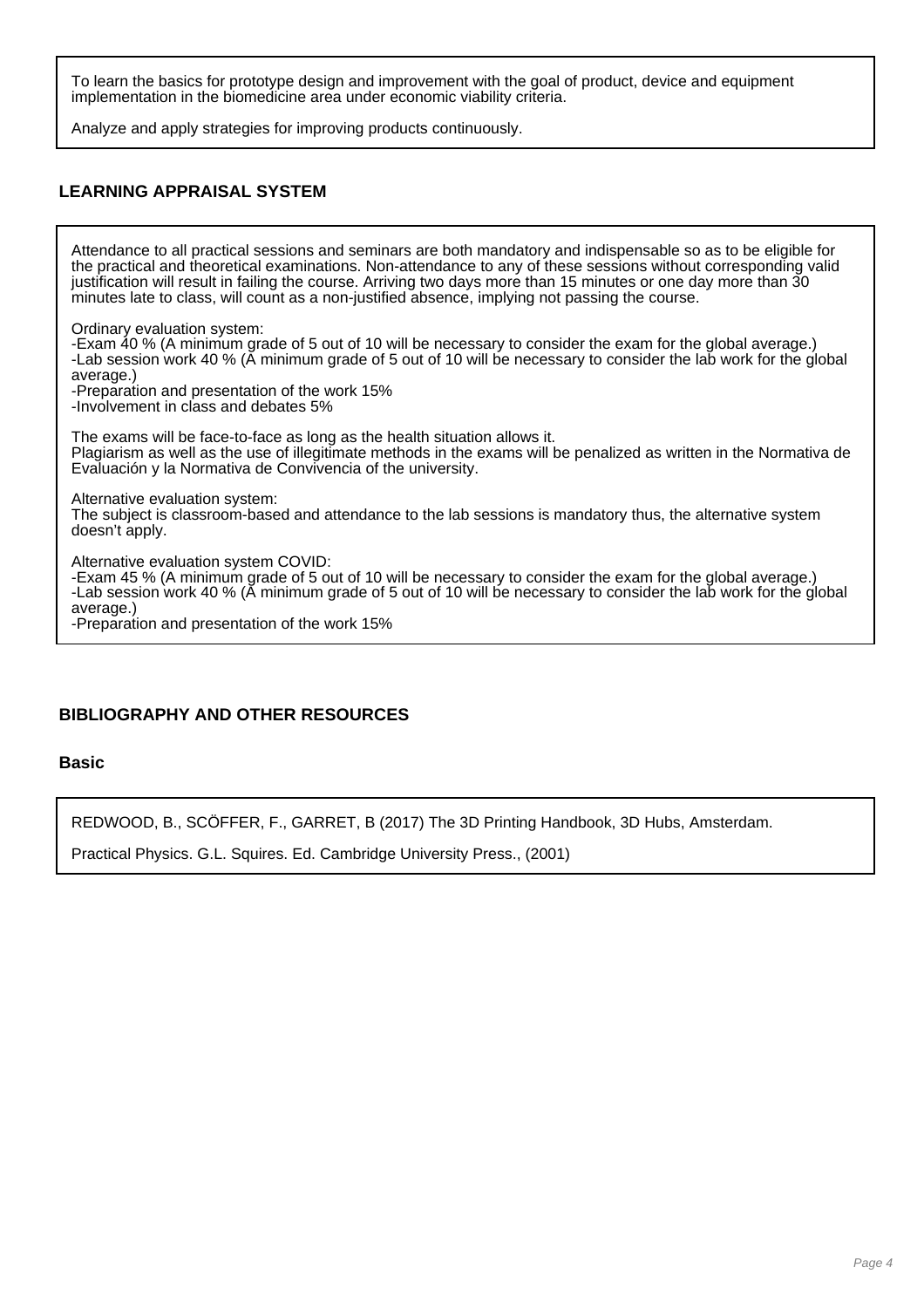To learn the basics for prototype design and improvement with the goal of product, device and equipment implementation in the biomedicine area under economic viability criteria.

Analyze and apply strategies for improving products continuously.

## LEARNING APPRAISAL SYSTEM

Attendance to all practical sessions and seminars are both mandatory and indispensable so as to be eligible for the practical and theoretical examinations. Non-attendance to any of these sessions without corresponding valid justification will result in failing the course. Arriving two days more than 15 minutes or one day more than 30 minutes late to class, will count as a non-justified absence, implying not passing the course.

Ordinary evaluation system:
-Exam 40 % (A minimum grade of 5 out of 10 will be necessary to consider the exam for the global average.)
-Lab session work 40 % (A minimum grade of 5 out of 10 will be necessary to consider the lab work for the global average.)
-Preparation and presentation of the work 15%
-Involvement in class and debates 5%

The exams will be face-to-face as long as the health situation allows it.
Plagiarism as well as the use of illegitimate methods in the exams will be penalized as written in the Normativa de Evaluación y la Normativa de Convivencia of the university.

Alternative evaluation system:
The subject is classroom-based and attendance to the lab sessions is mandatory thus, the alternative system doesn't apply.

Alternative evaluation system COVID:
-Exam 45 % (A minimum grade of 5 out of 10 will be necessary to consider the exam for the global average.)
-Lab session work 40 % (A minimum grade of 5 out of 10 will be necessary to consider the lab work for the global average.)
-Preparation and presentation of the work 15%

## BIBLIOGRAPHY AND OTHER RESOURCES

### Basic

REDWOOD, B., SCÖFFER, F., GARRET, B (2017) The 3D Printing Handbook, 3D Hubs, Amsterdam.

Practical Physics. G.L. Squires. Ed. Cambridge University Press., (2001)